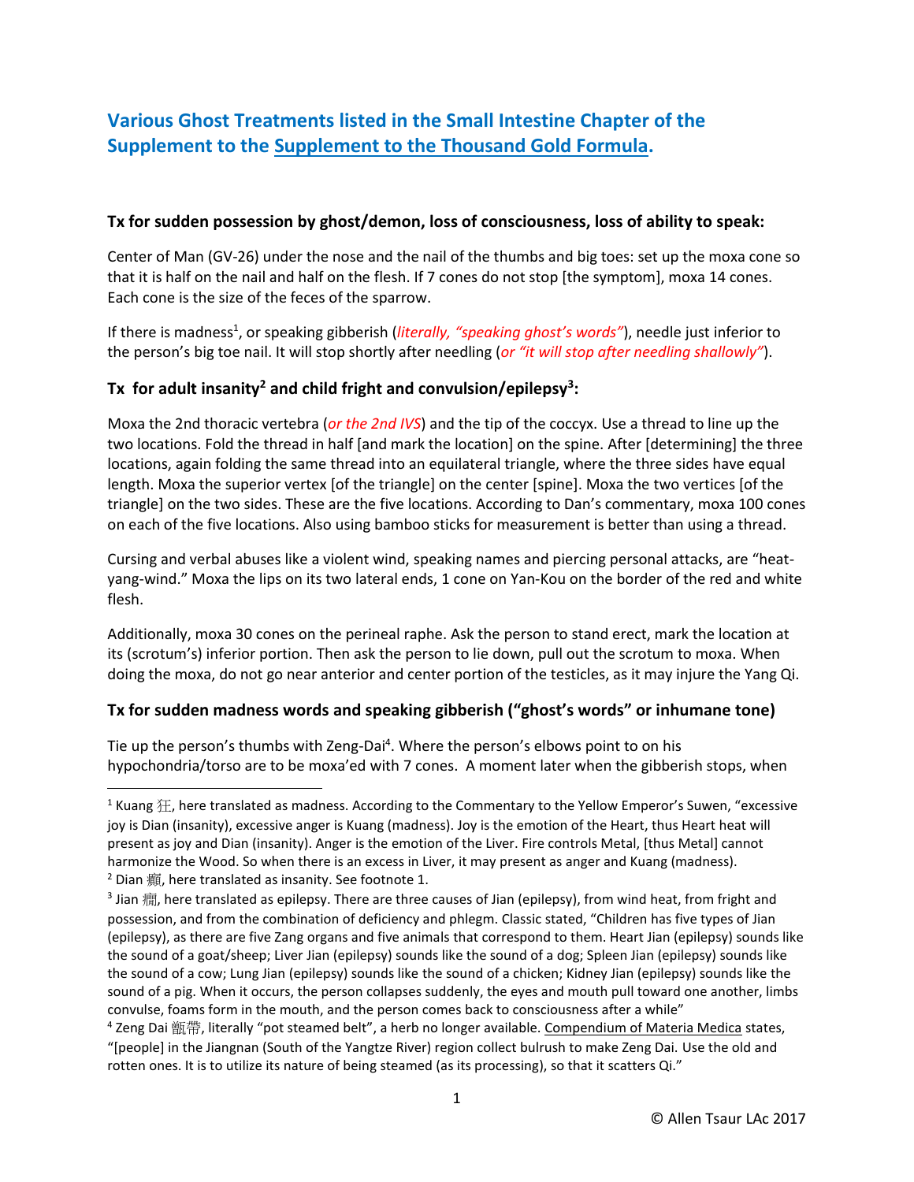## Various Ghost Treatments listed in the Small Intestine Chapter of the Supplement to the Supplement to the Thousand Gold Formula.

**Tx for sudden possession by ghost/demon, loss of consciousness, loss of ability to speak:**

Center of Man (GV-26) under the nose and the nail of the thumbs and big toes: set up the moxa cone so that it is half on the nail and half on the flesh. If 7 cones do not stop [the symptom], moxa 14 cones. Each cone is the size of the feces of the sparrow.

If there is madness[1], or speaking gibberish (*literally, "speaking ghost's words"*), needle just inferior to the person's big toe nail. It will stop shortly after needling (*or "it will stop after needling shallowly"*).

### Tx for adult insanity[2] and child fright and convulsion/epilepsy[3]:

Moxa the 2nd thoracic vertebra (*or the 2nd IVS*) and the tip of the coccyx. Use a thread to line up the two locations. Fold the thread in half [and mark the location] on the spine. After [determining] the three locations, again folding the same thread into an equilateral triangle, where the three sides have equal length. Moxa the superior vertex [of the triangle] on the center [spine]. Moxa the two vertices [of the triangle] on the two sides. These are the five locations. According to Dan's commentary, moxa 100 cones on each of the five locations. Also using bamboo sticks for measurement is better than using a thread.

Cursing and verbal abuses like a violent wind, speaking names and piercing personal attacks, are "heat-yang-wind." Moxa the lips on its two lateral ends, 1 cone on Yan-Kou on the border of the red and white flesh.

Additionally, moxa 30 cones on the perineal raphe. Ask the person to stand erect, mark the location at its (scrotum's) inferior portion. Then ask the person to lie down, pull out the scrotum to moxa. When doing the moxa, do not go near anterior and center portion of the testicles, as it may injure the Yang Qi.

### Tx for sudden madness words and speaking gibberish ("ghost's words" or inhumane tone)

Tie up the person's thumbs with Zeng-Dai[4]. Where the person's elbows point to on his hypochondria/torso are to be moxa'ed with 7 cones. A moment later when the gibberish stops, when

---

[1] Kuang 狂, here translated as madness. According to the Commentary to the Yellow Emperor's Suwen, "excessive joy is Dian (insanity), excessive anger is Kuang (madness). Joy is the emotion of the Heart, thus Heart heat will present as joy and Dian (insanity). Anger is the emotion of the Liver. Fire controls Metal, [thus Metal] cannot harmonize the Wood. So when there is an excess in Liver, it may present as anger and Kuang (madness).

[2] Dian 癲, here translated as insanity. See footnote 1.

[3] Jian 癇, here translated as epilepsy. There are three causes of Jian (epilepsy), from wind heat, from fright and possession, and from the combination of deficiency and phlegm. Classic stated, "Children has five types of Jian (epilepsy), as there are five Zang organs and five animals that correspond to them. Heart Jian (epilepsy) sounds like the sound of a goat/sheep; Liver Jian (epilepsy) sounds like the sound of a dog; Spleen Jian (epilepsy) sounds like the sound of a cow; Lung Jian (epilepsy) sounds like the sound of a chicken; Kidney Jian (epilepsy) sounds like the sound of a pig. When it occurs, the person collapses suddenly, the eyes and mouth pull toward one another, limbs convulse, foams form in the mouth, and the person comes back to consciousness after a while"

[4] Zeng Dai 甑帶, literally "pot steamed belt", a herb no longer available. Compendium of Materia Medica states, "[people] in the Jiangnan (South of the Yangtze River) region collect bulrush to make Zeng Dai. Use the old and rotten ones. It is to utilize its nature of being steamed (as its processing), so that it scatters Qi."

© Allen Tsaur LAc 2017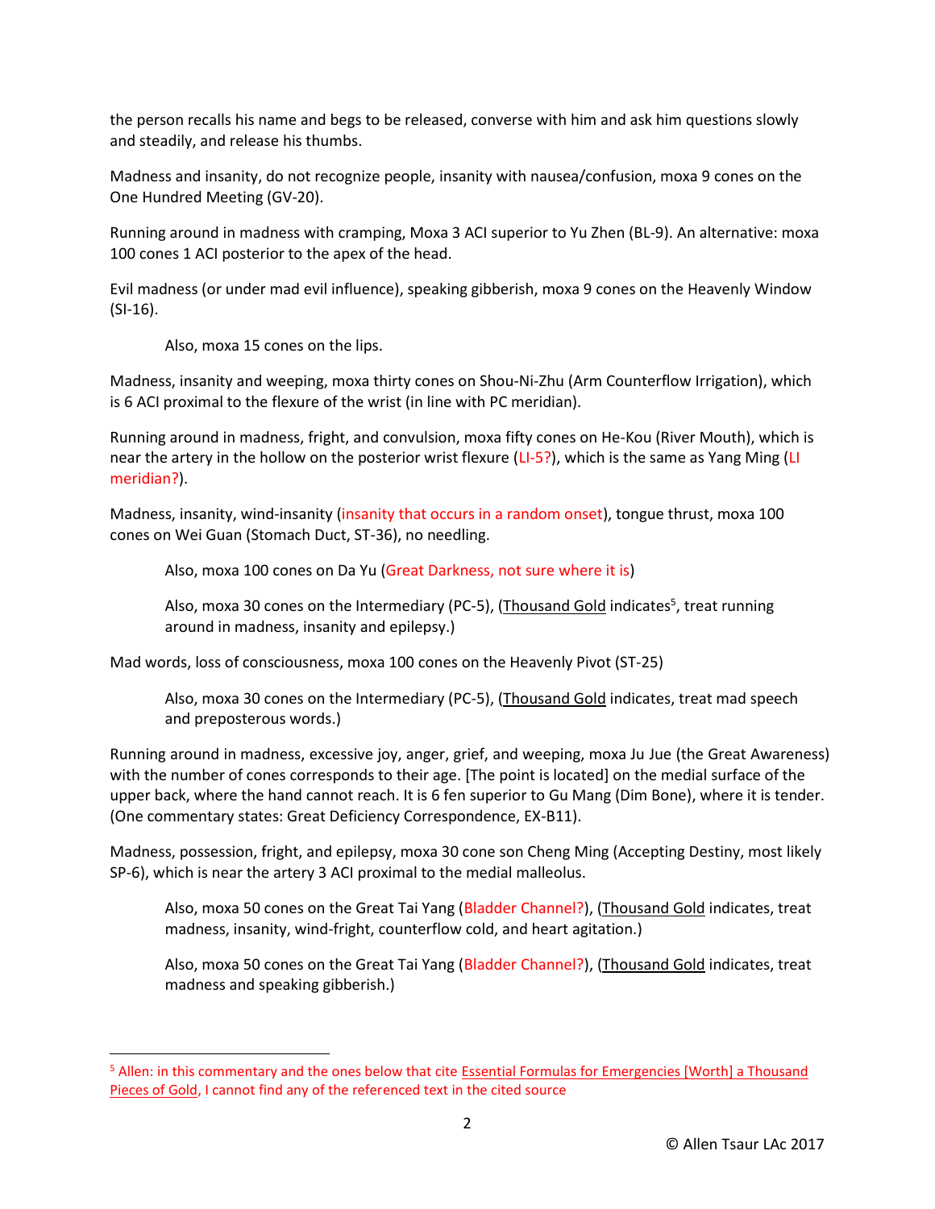the person recalls his name and begs to be released, converse with him and ask him questions slowly and steadily, and release his thumbs.

Madness and insanity, do not recognize people, insanity with nausea/confusion, moxa 9 cones on the One Hundred Meeting (GV-20).

Running around in madness with cramping, Moxa 3 ACI superior to Yu Zhen (BL-9). An alternative: moxa 100 cones 1 ACI posterior to the apex of the head.

Evil madness (or under mad evil influence), speaking gibberish, moxa 9 cones on the Heavenly Window (SI-16).

> Also, moxa 15 cones on the lips.

Madness, insanity and weeping, moxa thirty cones on Shou-Ni-Zhu (Arm Counterflow Irrigation), which is 6 ACI proximal to the flexure of the wrist (in line with PC meridian).

Running around in madness, fright, and convulsion, moxa fifty cones on He-Kou (River Mouth), which is near the artery in the hollow on the posterior wrist flexure (LI-5?), which is the same as Yang Ming (LI meridian?).

Madness, insanity, wind-insanity (insanity that occurs in a random onset), tongue thrust, moxa 100 cones on Wei Guan (Stomach Duct, ST-36), no needling.

> Also, moxa 100 cones on Da Yu (Great Darkness, not sure where it is)
>
> Also, moxa 30 cones on the Intermediary (PC-5), (<u>Thousand Gold</u> indicates[5], treat running around in madness, insanity and epilepsy.)

Mad words, loss of consciousness, moxa 100 cones on the Heavenly Pivot (ST-25)

> Also, moxa 30 cones on the Intermediary (PC-5), (<u>Thousand Gold</u> indicates, treat mad speech and preposterous words.)

Running around in madness, excessive joy, anger, grief, and weeping, moxa Ju Jue (the Great Awareness) with the number of cones corresponds to their age. [The point is located] on the medial surface of the upper back, where the hand cannot reach. It is 6 fen superior to Gu Mang (Dim Bone), where it is tender. (One commentary states: Great Deficiency Correspondence, EX-B11).

Madness, possession, fright, and epilepsy, moxa 30 cone son Cheng Ming (Accepting Destiny, most likely SP-6), which is near the artery 3 ACI proximal to the medial malleolus.

> Also, moxa 50 cones on the Great Tai Yang (Bladder Channel?), (<u>Thousand Gold</u> indicates, treat madness, insanity, wind-fright, counterflow cold, and heart agitation.)
>
> Also, moxa 50 cones on the Great Tai Yang (Bladder Channel?), (<u>Thousand Gold</u> indicates, treat madness and speaking gibberish.)

---

[5] Allen: in this commentary and the ones below that cite <u>Essential Formulas for Emergencies [Worth] a Thousand Pieces of Gold</u>, I cannot find any of the referenced text in the cited source

© Allen Tsaur LAc 2017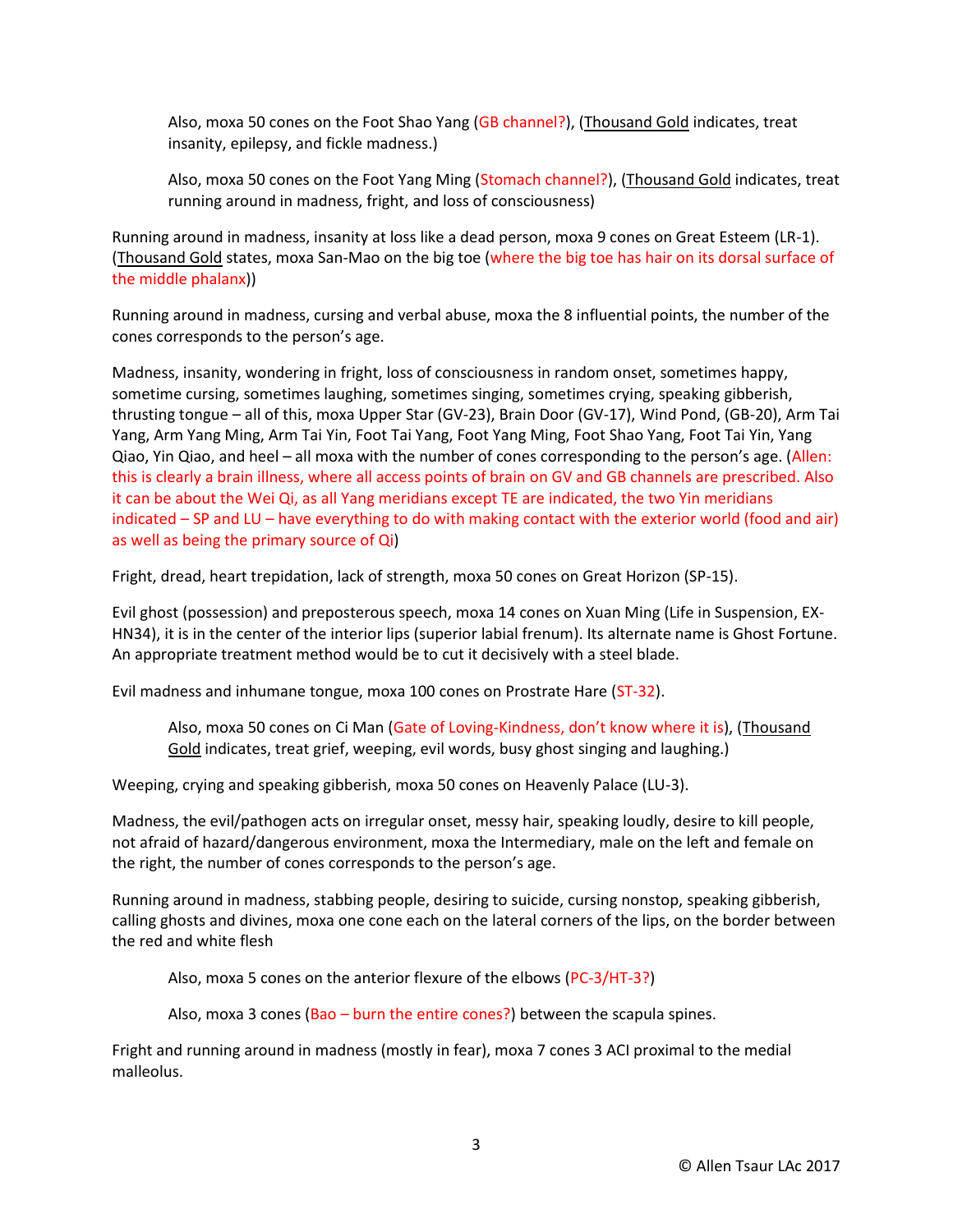> Also, moxa 50 cones on the Foot Shao Yang (GB channel?), (Thousand Gold indicates, treat insanity, epilepsy, and fickle madness.)

> Also, moxa 50 cones on the Foot Yang Ming (Stomach channel?), (Thousand Gold indicates, treat running around in madness, fright, and loss of consciousness)

Running around in madness, insanity at loss like a dead person, moxa 9 cones on Great Esteem (LR-1). (Thousand Gold states, moxa San-Mao on the big toe (where the big toe has hair on its dorsal surface of the middle phalanx))

Running around in madness, cursing and verbal abuse, moxa the 8 influential points, the number of the cones corresponds to the person's age.

Madness, insanity, wondering in fright, loss of consciousness in random onset, sometimes happy, sometime cursing, sometimes laughing, sometimes singing, sometimes crying, speaking gibberish, thrusting tongue – all of this, moxa Upper Star (GV-23), Brain Door (GV-17), Wind Pond, (GB-20), Arm Tai Yang, Arm Yang Ming, Arm Tai Yin, Foot Tai Yang, Foot Yang Ming, Foot Shao Yang, Foot Tai Yin, Yang Qiao, Yin Qiao, and heel – all moxa with the number of cones corresponding to the person's age. (Allen: this is clearly a brain illness, where all access points of brain on GV and GB channels are prescribed. Also it can be about the Wei Qi, as all Yang meridians except TE are indicated, the two Yin meridians indicated – SP and LU – have everything to do with making contact with the exterior world (food and air) as well as being the primary source of Qi)

Fright, dread, heart trepidation, lack of strength, moxa 50 cones on Great Horizon (SP-15).

Evil ghost (possession) and preposterous speech, moxa 14 cones on Xuan Ming (Life in Suspension, EX-HN34), it is in the center of the interior lips (superior labial frenum). Its alternate name is Ghost Fortune. An appropriate treatment method would be to cut it decisively with a steel blade.

Evil madness and inhumane tongue, moxa 100 cones on Prostrate Hare (ST-32).

> Also, moxa 50 cones on Ci Man (Gate of Loving-Kindness, don't know where it is), (Thousand Gold indicates, treat grief, weeping, evil words, busy ghost singing and laughing.)

Weeping, crying and speaking gibberish, moxa 50 cones on Heavenly Palace (LU-3).

Madness, the evil/pathogen acts on irregular onset, messy hair, speaking loudly, desire to kill people, not afraid of hazard/dangerous environment, moxa the Intermediary, male on the left and female on the right, the number of cones corresponds to the person's age.

Running around in madness, stabbing people, desiring to suicide, cursing nonstop, speaking gibberish, calling ghosts and divines, moxa one cone each on the lateral corners of the lips, on the border between the red and white flesh

> Also, moxa 5 cones on the anterior flexure of the elbows (PC-3/HT-3?)

> Also, moxa 3 cones (Bao – burn the entire cones?) between the scapula spines.

Fright and running around in madness (mostly in fear), moxa 7 cones 3 ACI proximal to the medial malleolus.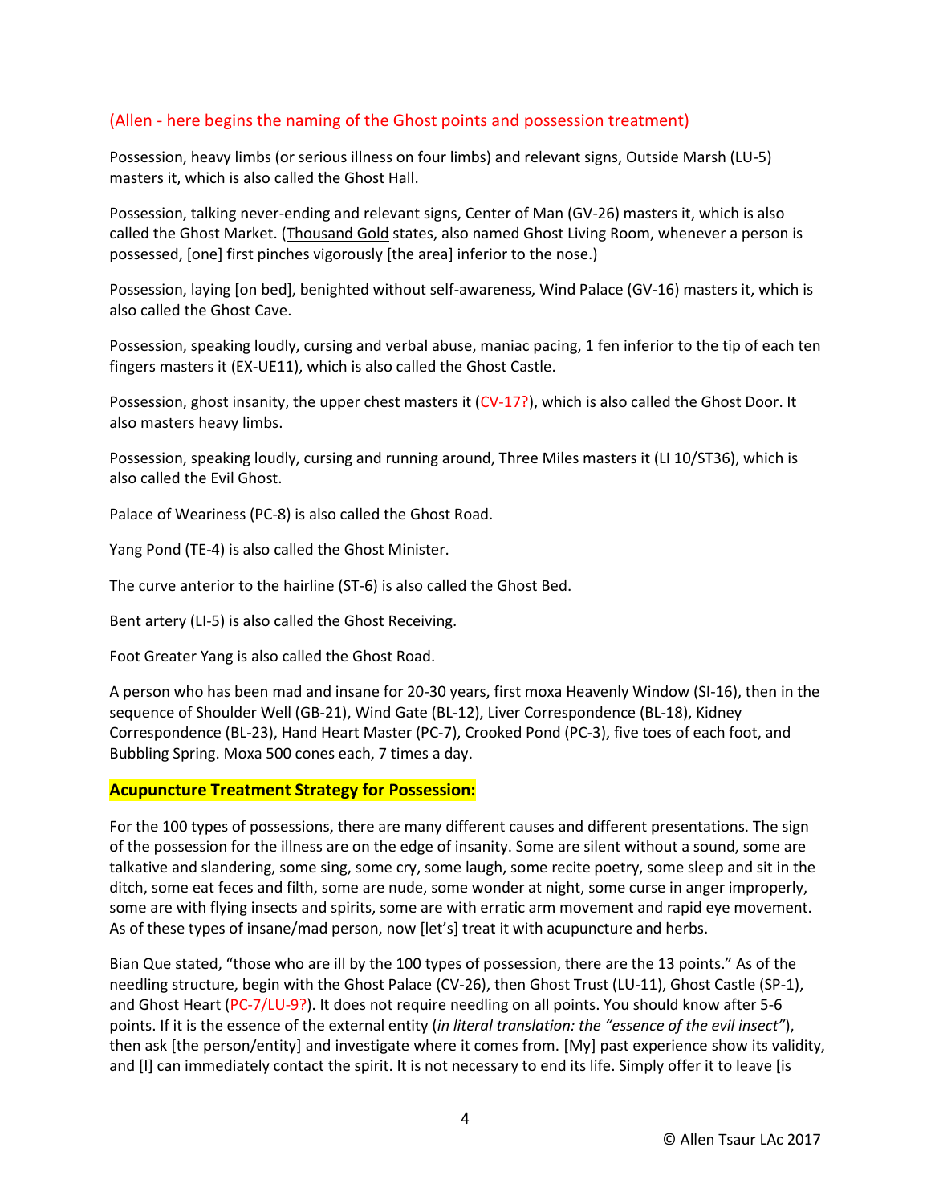(Allen - here begins the naming of the Ghost points and possession treatment)

Possession, heavy limbs (or serious illness on four limbs) and relevant signs, Outside Marsh (LU-5) masters it, which is also called the Ghost Hall.

Possession, talking never-ending and relevant signs, Center of Man (GV-26) masters it, which is also called the Ghost Market. (Thousand Gold states, also named Ghost Living Room, whenever a person is possessed, [one] first pinches vigorously [the area] inferior to the nose.)

Possession, laying [on bed], benighted without self-awareness, Wind Palace (GV-16) masters it, which is also called the Ghost Cave.

Possession, speaking loudly, cursing and verbal abuse, maniac pacing, 1 fen inferior to the tip of each ten fingers masters it (EX-UE11), which is also called the Ghost Castle.

Possession, ghost insanity, the upper chest masters it (CV-17?), which is also called the Ghost Door. It also masters heavy limbs.

Possession, speaking loudly, cursing and running around, Three Miles masters it (LI 10/ST36), which is also called the Evil Ghost.

Palace of Weariness (PC-8) is also called the Ghost Road.

Yang Pond (TE-4) is also called the Ghost Minister.

The curve anterior to the hairline (ST-6) is also called the Ghost Bed.

Bent artery (LI-5) is also called the Ghost Receiving.

Foot Greater Yang is also called the Ghost Road.

A person who has been mad and insane for 20-30 years, first moxa Heavenly Window (SI-16), then in the sequence of Shoulder Well (GB-21), Wind Gate (BL-12), Liver Correspondence (BL-18), Kidney Correspondence (BL-23), Hand Heart Master (PC-7), Crooked Pond (PC-3), five toes of each foot, and Bubbling Spring. Moxa 500 cones each, 7 times a day.

**Acupuncture Treatment Strategy for Possession:**

For the 100 types of possessions, there are many different causes and different presentations. The sign of the possession for the illness are on the edge of insanity. Some are silent without a sound, some are talkative and slandering, some sing, some cry, some laugh, some recite poetry, some sleep and sit in the ditch, some eat feces and filth, some are nude, some wonder at night, some curse in anger improperly, some are with flying insects and spirits, some are with erratic arm movement and rapid eye movement. As of these types of insane/mad person, now [let's] treat it with acupuncture and herbs.

Bian Que stated, "those who are ill by the 100 types of possession, there are the 13 points." As of the needling structure, begin with the Ghost Palace (CV-26), then Ghost Trust (LU-11), Ghost Castle (SP-1), and Ghost Heart (PC-7/LU-9?). It does not require needling on all points. You should know after 5-6 points. If it is the essence of the external entity (*in literal translation: the "essence of the evil insect"*), then ask [the person/entity] and investigate where it comes from. [My] past experience show its validity, and [I] can immediately contact the spirit. It is not necessary to end its life. Simply offer it to leave [is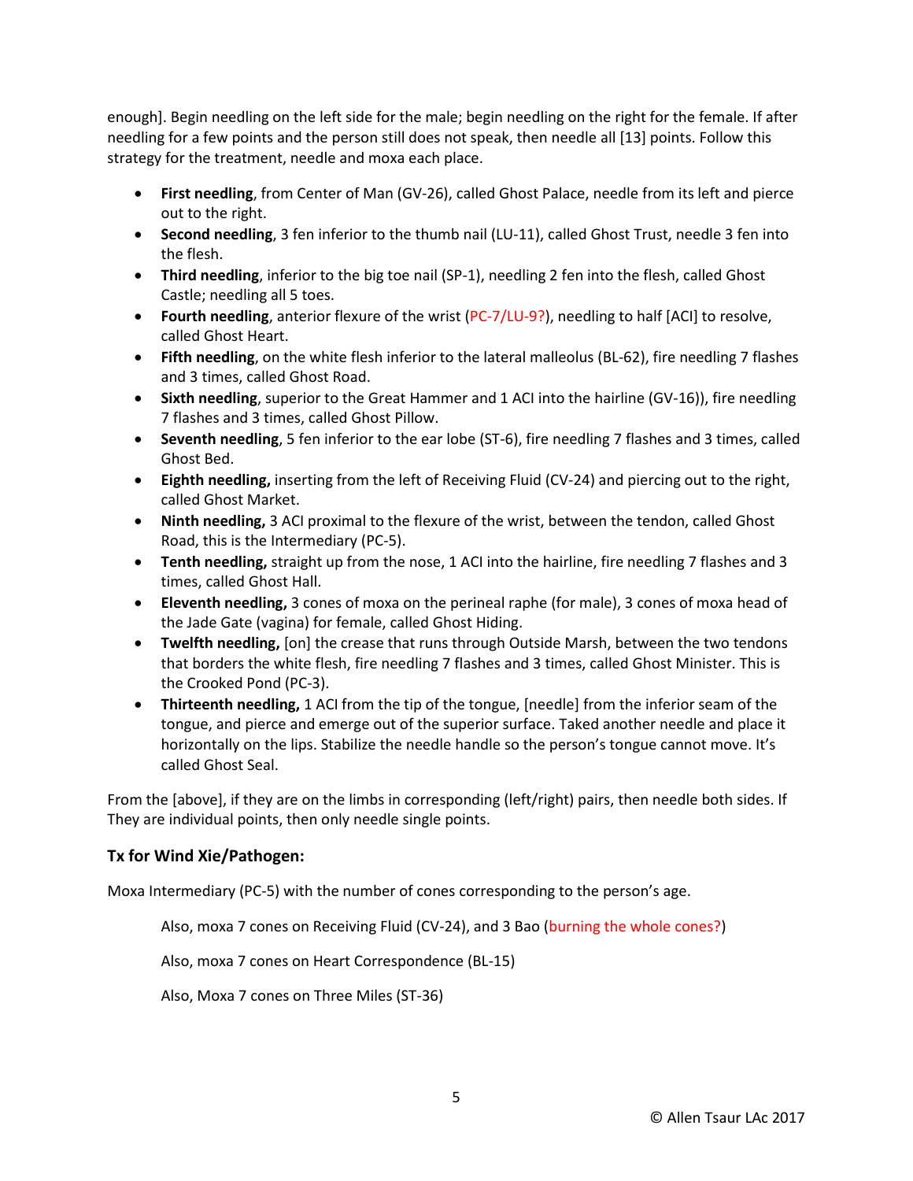enough]. Begin needling on the left side for the male; begin needling on the right for the female. If after needling for a few points and the person still does not speak, then needle all [13] points. Follow this strategy for the treatment, needle and moxa each place.

- **First needling**, from Center of Man (GV-26), called Ghost Palace, needle from its left and pierce out to the right.
- **Second needling**, 3 fen inferior to the thumb nail (LU-11), called Ghost Trust, needle 3 fen into the flesh.
- **Third needling**, inferior to the big toe nail (SP-1), needling 2 fen into the flesh, called Ghost Castle; needling all 5 toes.
- **Fourth needling**, anterior flexure of the wrist (PC-7/LU-9?), needling to half [ACI] to resolve, called Ghost Heart.
- **Fifth needling**, on the white flesh inferior to the lateral malleolus (BL-62), fire needling 7 flashes and 3 times, called Ghost Road.
- **Sixth needling**, superior to the Great Hammer and 1 ACI into the hairline (GV-16)), fire needling 7 flashes and 3 times, called Ghost Pillow.
- **Seventh needling**, 5 fen inferior to the ear lobe (ST-6), fire needling 7 flashes and 3 times, called Ghost Bed.
- **Eighth needling,** inserting from the left of Receiving Fluid (CV-24) and piercing out to the right, called Ghost Market.
- **Ninth needling,** 3 ACI proximal to the flexure of the wrist, between the tendon, called Ghost Road, this is the Intermediary (PC-5).
- **Tenth needling,** straight up from the nose, 1 ACI into the hairline, fire needling 7 flashes and 3 times, called Ghost Hall.
- **Eleventh needling,** 3 cones of moxa on the perineal raphe (for male), 3 cones of moxa head of the Jade Gate (vagina) for female, called Ghost Hiding.
- **Twelfth needling,** [on] the crease that runs through Outside Marsh, between the two tendons that borders the white flesh, fire needling 7 flashes and 3 times, called Ghost Minister. This is the Crooked Pond (PC-3).
- **Thirteenth needling,** 1 ACI from the tip of the tongue, [needle] from the inferior seam of the tongue, and pierce and emerge out of the superior surface. Taked another needle and place it horizontally on the lips. Stabilize the needle handle so the person's tongue cannot move. It's called Ghost Seal.

From the [above], if they are on the limbs in corresponding (left/right) pairs, then needle both sides. If They are individual points, then only needle single points.

### Tx for Wind Xie/Pathogen:

Moxa Intermediary (PC-5) with the number of cones corresponding to the person's age.

Also, moxa 7 cones on Receiving Fluid (CV-24), and 3 Bao (burning the whole cones?)

Also, moxa 7 cones on Heart Correspondence (BL-15)

Also, Moxa 7 cones on Three Miles (ST-36)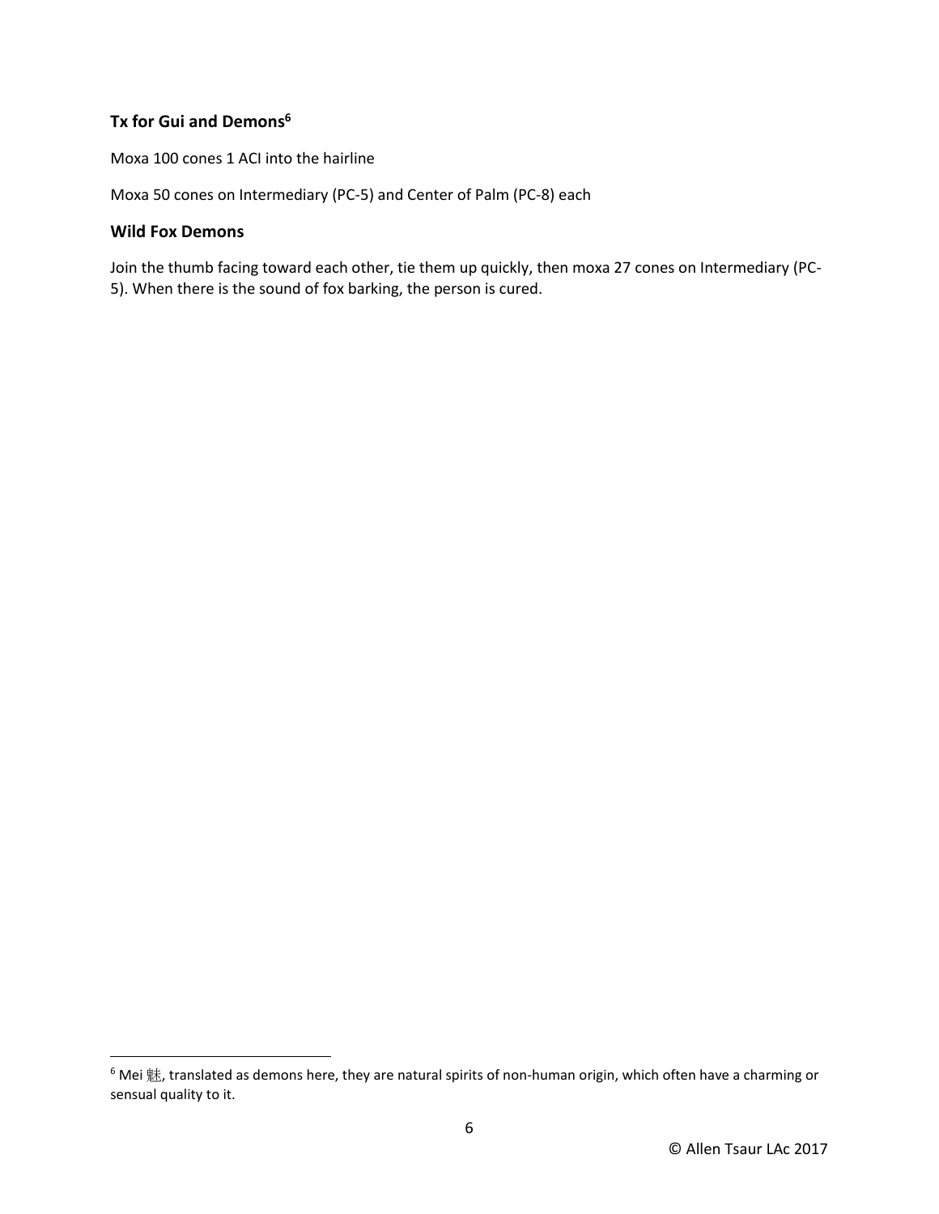### Tx for Gui and Demons[6]

Moxa 100 cones 1 ACI into the hairline

Moxa 50 cones on Intermediary (PC-5) and Center of Palm (PC-8) each

### Wild Fox Demons

Join the thumb facing toward each other, tie them up quickly, then moxa 27 cones on Intermediary (PC-5). When there is the sound of fox barking, the person is cured.

[6] Mei 魅, translated as demons here, they are natural spirits of non-human origin, which often have a charming or sensual quality to it.

© Allen Tsaur LAc 2017